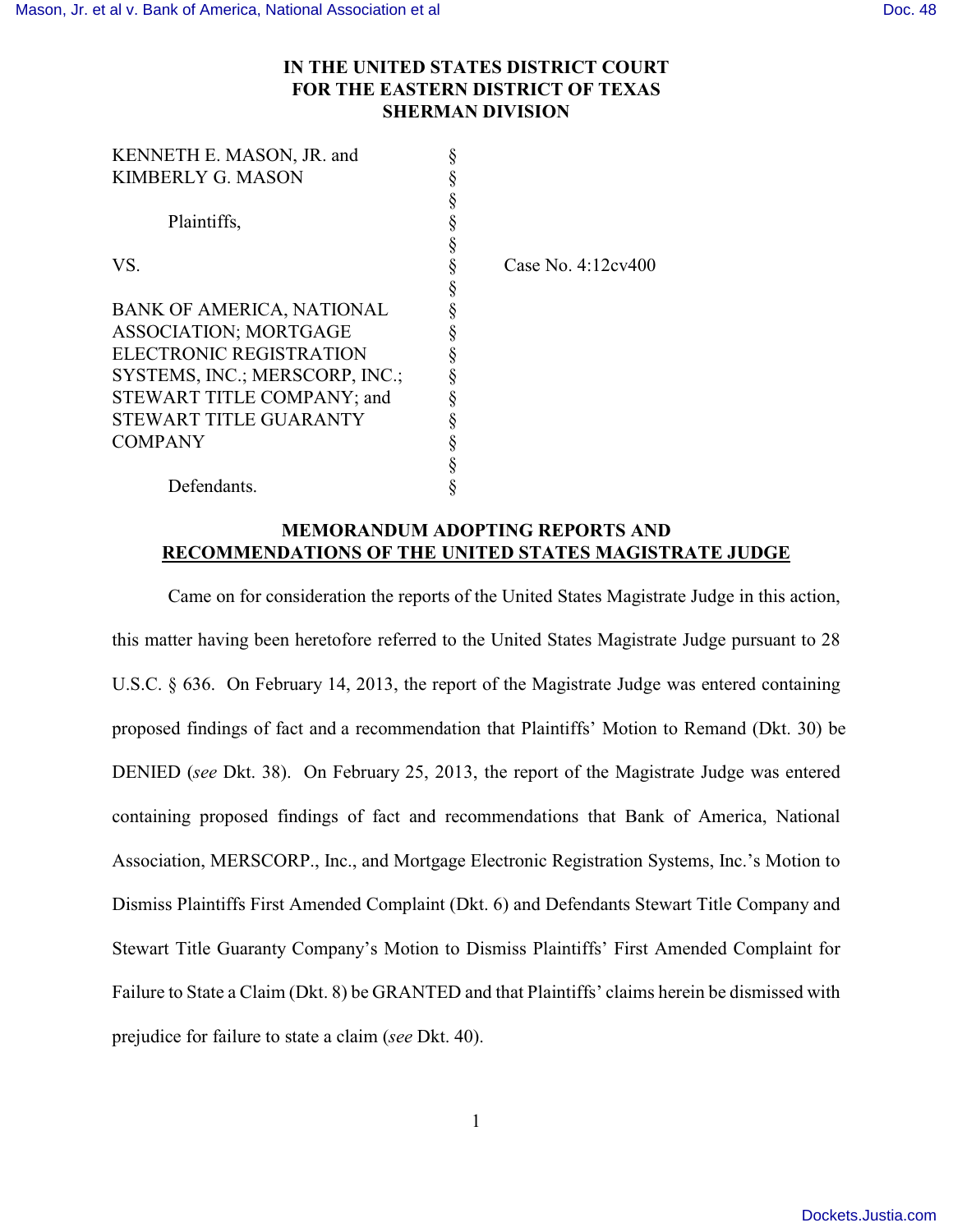# IN THE UNITED STATES DISTRICT COURT FOR THE EASTERN DISTRICT OF TEXAS SHERMAN DIVISION

| | | |
|---|---|---|
| KENNETH E. MASON, JR. and KIMBERLY G. MASON | § | |
| | § | |
| Plaintiffs, | § | |
| | § | |
| VS. | § | Case No. 4:12cv400 |
| | § | |
| BANK OF AMERICA, NATIONAL ASSOCIATION; MORTGAGE ELECTRONIC REGISTRATION SYSTEMS, INC.; MERSCORP, INC.; STEWART TITLE COMPANY; and STEWART TITLE GUARANTY COMPANY | § | |
| | § | |
| Defendants. | § | |

## MEMORANDUM ADOPTING REPORTS AND RECOMMENDATIONS OF THE UNITED STATES MAGISTRATE JUDGE

Came on for consideration the reports of the United States Magistrate Judge in this action, this matter having been heretofore referred to the United States Magistrate Judge pursuant to 28 U.S.C. § 636. On February 14, 2013, the report of the Magistrate Judge was entered containing proposed findings of fact and a recommendation that Plaintiffs' Motion to Remand (Dkt. 30) be DENIED (*see* Dkt. 38). On February 25, 2013, the report of the Magistrate Judge was entered containing proposed findings of fact and recommendations that Bank of America, National Association, MERSCORP., Inc., and Mortgage Electronic Registration Systems, Inc.'s Motion to Dismiss Plaintiffs First Amended Complaint (Dkt. 6) and Defendants Stewart Title Company and Stewart Title Guaranty Company's Motion to Dismiss Plaintiffs' First Amended Complaint for Failure to State a Claim (Dkt. 8) be GRANTED and that Plaintiffs' claims herein be dismissed with prejudice for failure to state a claim (*see* Dkt. 40).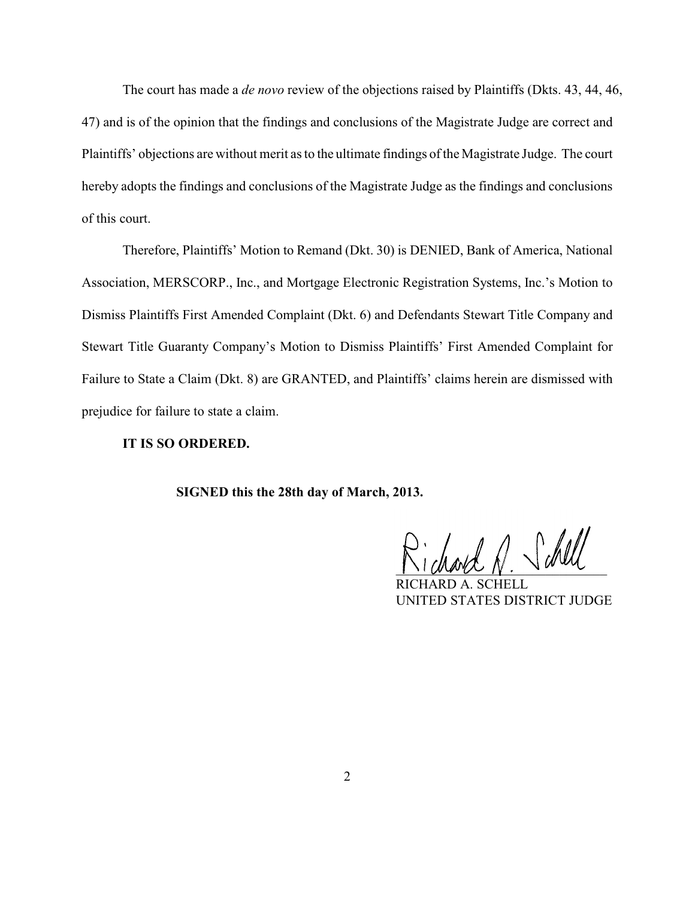The court has made a *de novo* review of the objections raised by Plaintiffs (Dkts. 43, 44, 46, 47) and is of the opinion that the findings and conclusions of the Magistrate Judge are correct and Plaintiffs' objections are without merit as to the ultimate findings of the Magistrate Judge. The court hereby adopts the findings and conclusions of the Magistrate Judge as the findings and conclusions of this court.

Therefore, Plaintiffs' Motion to Remand (Dkt. 30) is DENIED, Bank of America, National Association, MERSCORP., Inc., and Mortgage Electronic Registration Systems, Inc.'s Motion to Dismiss Plaintiffs First Amended Complaint (Dkt. 6) and Defendants Stewart Title Company and Stewart Title Guaranty Company's Motion to Dismiss Plaintiffs' First Amended Complaint for Failure to State a Claim (Dkt. 8) are GRANTED, and Plaintiffs' claims herein are dismissed with prejudice for failure to state a claim.

**IT IS SO ORDERED.**

**SIGNED this the 28th day of March, 2013.**

RICHARD A. SCHELL
UNITED STATES DISTRICT JUDGE